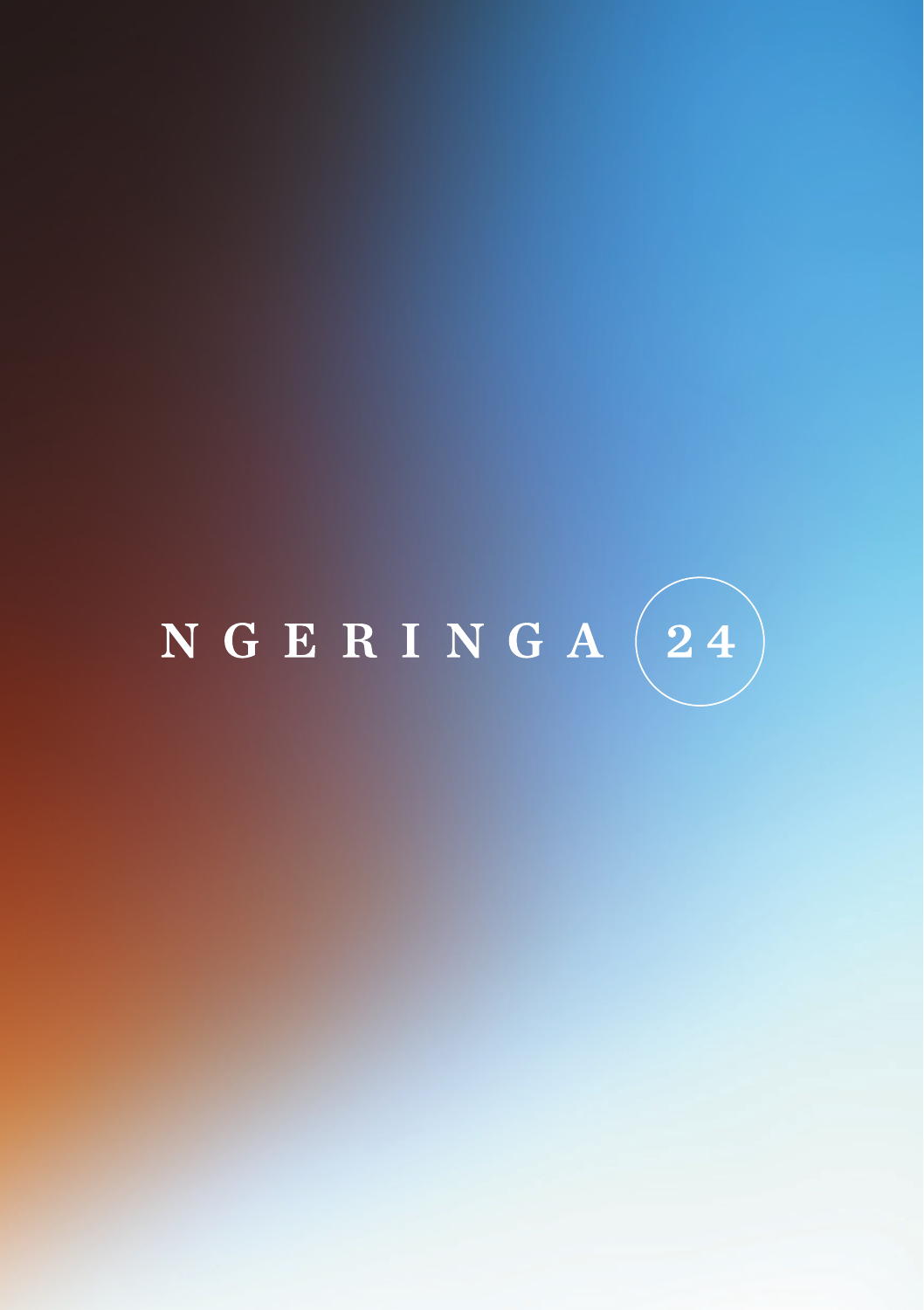# NGERINGA 24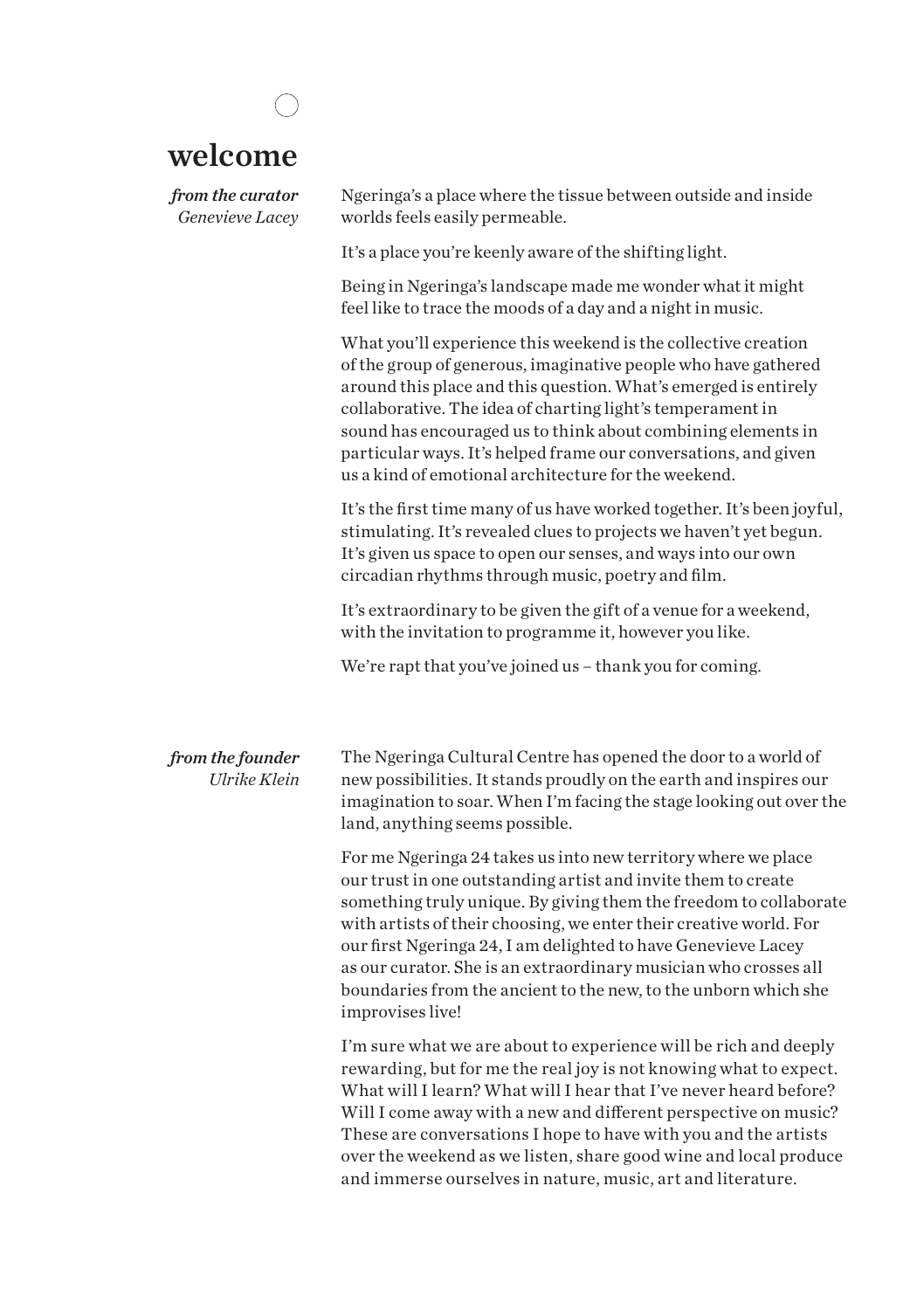# welcome

*from the curator*
*Genevieve Lacey*

Ngeringa's a place where the tissue between outside and inside worlds feels easily permeable.

It's a place you're keenly aware of the shifting light.

Being in Ngeringa's landscape made me wonder what it might feel like to trace the moods of a day and a night in music.

What you'll experience this weekend is the collective creation of the group of generous, imaginative people who have gathered around this place and this question. What's emerged is entirely collaborative. The idea of charting light's temperament in sound has encouraged us to think about combining elements in particular ways. It's helped frame our conversations, and given us a kind of emotional architecture for the weekend.

It's the first time many of us have worked together. It's been joyful, stimulating. It's revealed clues to projects we haven't yet begun. It's given us space to open our senses, and ways into our own circadian rhythms through music, poetry and film.

It's extraordinary to be given the gift of a venue for a weekend, with the invitation to programme it, however you like.

We're rapt that you've joined us – thank you for coming.

*from the founder*
*Ulrike Klein*

The Ngeringa Cultural Centre has opened the door to a world of new possibilities. It stands proudly on the earth and inspires our imagination to soar. When I'm facing the stage looking out over the land, anything seems possible.

For me Ngeringa 24 takes us into new territory where we place our trust in one outstanding artist and invite them to create something truly unique. By giving them the freedom to collaborate with artists of their choosing, we enter their creative world. For our first Ngeringa 24, I am delighted to have Genevieve Lacey as our curator. She is an extraordinary musician who crosses all boundaries from the ancient to the new, to the unborn which she improvises live!

I'm sure what we are about to experience will be rich and deeply rewarding, but for me the real joy is not knowing what to expect. What will I learn? What will I hear that I've never heard before? Will I come away with a new and different perspective on music? These are conversations I hope to have with you and the artists over the weekend as we listen, share good wine and local produce and immerse ourselves in nature, music, art and literature.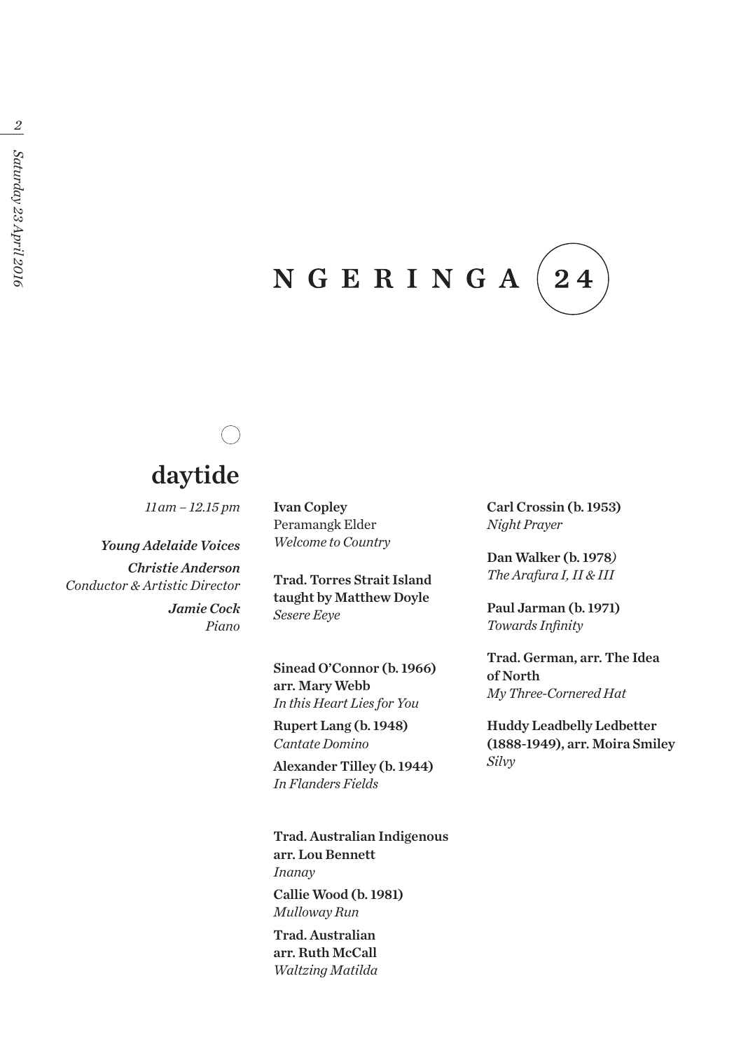# NGERINGA 24

## daytide

*11am – 12.15 pm*

***Young Adelaide Voices***

***Christie Anderson***
*Conductor & Artistic Director*

***Jamie Cock***
*Piano*

**Ivan Copley**
Peramangk Elder
*Welcome to Country*

**Trad. Torres Strait Island taught by Matthew Doyle**
*Sesere Eeye*

**Sinead O'Connor (b. 1966) arr. Mary Webb**
*In this Heart Lies for You*

**Rupert Lang (b. 1948)**
*Cantate Domino*

**Alexander Tilley (b. 1944)**
*In Flanders Fields*

**Trad. Australian Indigenous arr. Lou Bennett**
*Inanay*

**Callie Wood (b. 1981)**
*Mulloway Run*

**Trad. Australian arr. Ruth McCall**
*Waltzing Matilda*

**Carl Crossin (b. 1953)**
*Night Prayer*

**Dan Walker (b. 1978)**
*The Arafura I, II & III*

**Paul Jarman (b. 1971)**
*Towards Infinity*

**Trad. German, arr. The Idea of North**
*My Three-Cornered Hat*

**Huddy Leadbelly Ledbetter (1888-1949), arr. Moira Smiley**
*Silvy*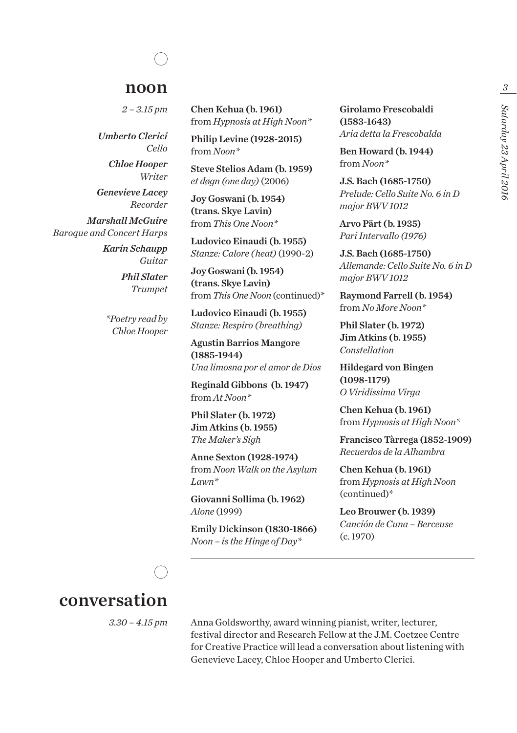## noon

*2 – 3.15 pm*

***Umberto Clerici***
*Cello*

***Chloe Hooper***
*Writer*

***Genevieve Lacey***
*Recorder*

***Marshall McGuire***
*Baroque and Concert Harps*

***Karin Schaupp***
*Guitar*

***Phil Slater***
*Trumpet*

*\*Poetry read by Chloe Hooper*

**Chen Kehua (b. 1961)**
from *Hypnosis at High Noon**

**Philip Levine (1928-2015)**
from *Noon**

**Steve Stelios Adam (b. 1959)**
*et døgn (one day)* (2006)

**Joy Goswani (b. 1954) (trans. Skye Lavin)**
from *This One Noon**

**Ludovico Einaudi (b. 1955)**
*Stanze: Calore (heat)* (1990-2)

**Joy Goswani (b. 1954) (trans. Skye Lavin)**
from *This One Noon* (continued)*

**Ludovico Einaudi (b. 1955)**
*Stanze: Respiro (breathing)*

**Agustin Barrios Mangore (1885-1944)**
*Una limosna por el amor de Dios*

**Reginald Gibbons (b. 1947)**
from *At Noon**

**Phil Slater (b. 1972)**
**Jim Atkins (b. 1955)**
*The Maker's Sigh*

**Anne Sexton (1928-1974)**
from *Noon Walk on the Asylum Lawn**

**Giovanni Sollima (b. 1962)**
*Alone* (1999)

**Emily Dickinson (1830-1866)**
*Noon – is the Hinge of Day**

**Girolamo Frescobaldi (1583-1643)**
*Aria detta la Frescobalda*

**Ben Howard (b. 1944)**
from *Noon**

**J.S. Bach (1685-1750)**
*Prelude: Cello Suite No. 6 in D major BWV 1012*

**Arvo Pärt (b. 1935)**
*Pari Intervallo (1976)*

**J.S. Bach (1685-1750)**
*Allemande: Cello Suite No. 6 in D major BWV 1012*

**Raymond Farrell (b. 1954)**
from *No More Noon**

**Phil Slater (b. 1972)**
**Jim Atkins (b. 1955)**
*Constellation*

**Hildegard von Bingen (1098-1179)**
*O Viridissima Virga*

**Chen Kehua (b. 1961)**
from *Hypnosis at High Noon**

**Francisco Tàrrega (1852-1909)**
*Recuerdos de la Alhambra*

**Chen Kehua (b. 1961)**
from *Hypnosis at High Noon* (continued)*

**Leo Brouwer (b. 1939)**
*Canción de Cuna – Berceuse* (c. 1970)

## conversation

*3.30 – 4.15 pm*

Anna Goldsworthy, award winning pianist, writer, lecturer, festival director and Research Fellow at the J.M. Coetzee Centre for Creative Practice will lead a conversation about listening with Genevieve Lacey, Chloe Hooper and Umberto Clerici.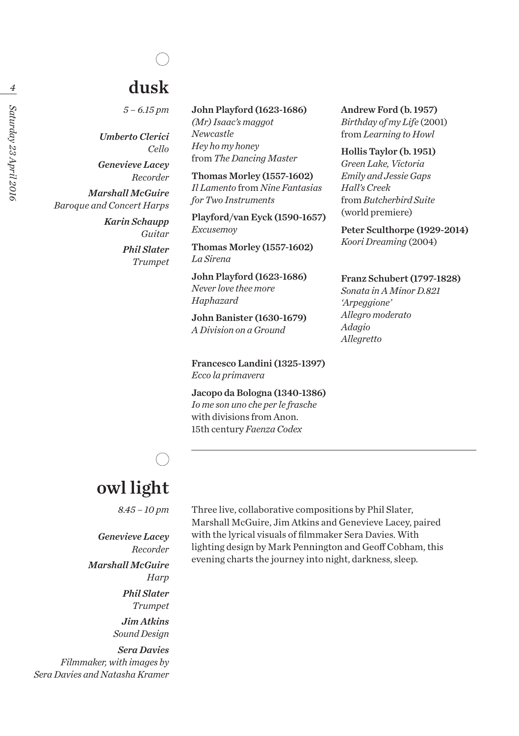## dusk

*5 – 6.15 pm*

***Umberto Clerici***
*Cello*

***Genevieve Lacey***
*Recorder*

***Marshall McGuire***
*Baroque and Concert Harps*

***Karin Schaupp***
*Guitar*

***Phil Slater***
*Trumpet*

**John Playford (1623-1686)**
*(Mr) Isaac's maggot*
*Newcastle*
*Hey ho my honey*
from *The Dancing Master*

**Thomas Morley (1557-1602)**
*Il Lamento* from *Nine Fantasias for Two Instruments*

**Playford/van Eyck (1590-1657)**
*Excusemoy*

**Thomas Morley (1557-1602)**
*La Sirena*

**John Playford (1623-1686)**
*Never love thee more*
*Haphazard*

**John Banister (1630-1679)**
*A Division on a Ground*

**Francesco Landini (1325-1397)**
*Ecco la primavera*

**Jacopo da Bologna (1340-1386)**
*Io me son uno che per le frasche*
with divisions from Anon. 15th century *Faenza Codex*

**Andrew Ford (b. 1957)**
*Birthday of my Life* (2001)
from *Learning to Howl*

**Hollis Taylor (b. 1951)**
*Green Lake, Victoria*
*Emily and Jessie Gaps*
*Hall's Creek*
from *Butcherbird Suite*
(world premiere)

**Peter Sculthorpe (1929-2014)**
*Koori Dreaming* (2004)

**Franz Schubert (1797-1828)**
*Sonata in A Minor D.821*
*'Arpeggione'*
*Allegro moderato*
*Adagio*
*Allegretto*

---

## owl light

*8.45 – 10 pm*

***Genevieve Lacey***
*Recorder*

***Marshall McGuire***
*Harp*

***Phil Slater***
*Trumpet*

***Jim Atkins***
*Sound Design*

***Sera Davies***
*Filmmaker, with images by Sera Davies and Natasha Kramer*

Three live, collaborative compositions by Phil Slater, Marshall McGuire, Jim Atkins and Genevieve Lacey, paired with the lyrical visuals of filmmaker Sera Davies. With lighting design by Mark Pennington and Geoff Cobham, this evening charts the journey into night, darkness, sleep.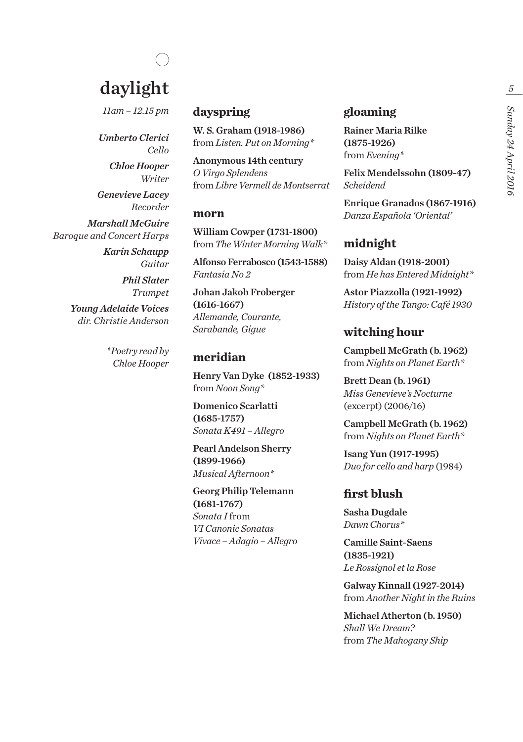# daylight

*11am – 12.15 pm*

***Umberto Clerici***
*Cello*

***Chloe Hooper***
*Writer*

***Genevieve Lacey***
*Recorder*

***Marshall McGuire***
*Baroque and Concert Harps*

***Karin Schaupp***
*Guitar*

***Phil Slater***
*Trumpet*

***Young Adelaide Voices***
*dir. Christie Anderson*

*\*Poetry read by Chloe Hooper*

## dayspring

**W. S. Graham (1918-1986)**
from *Listen. Put on Morning\**

**Anonymous 14th century**
*O Virgo Splendens*
from *Libre Vermell de Montserrat*

## morn

**William Cowper (1731-1800)**
from *The Winter Morning Walk\**

**Alfonso Ferrabosco (1543-1588)**
*Fantasia No 2*

**Johan Jakob Froberger (1616-1667)**
*Allemande, Courante, Sarabande, Gigue*

## meridian

**Henry Van Dyke (1852-1933)**
from *Noon Song\**

**Domenico Scarlatti (1685-1757)**
*Sonata K491 – Allegro*

**Pearl Andelson Sherry (1899-1966)**
*Musical Afternoon\**

**Georg Philip Telemann (1681-1767)**
*Sonata I* from *VI Canonic Sonatas*
*Vivace – Adagio – Allegro*

## gloaming

**Rainer Maria Rilke (1875-1926)**
from *Evening\**

**Felix Mendelssohn (1809-47)**
*Scheidend*

**Enrique Granados (1867-1916)**
*Danza Española 'Oriental'*

## midnight

**Daisy Aldan (1918-2001)**
from *He has Entered Midnight\**

**Astor Piazzolla (1921-1992)**
*History of the Tango: Café 1930*

## witching hour

**Campbell McGrath (b. 1962)**
from *Nights on Planet Earth\**

**Brett Dean (b. 1961)**
*Miss Genevieve's Nocturne* (excerpt) (2006/16)

**Campbell McGrath (b. 1962)**
from *Nights on Planet Earth\**

**Isang Yun (1917-1995)**
*Duo for cello and harp* (1984)

## first blush

**Sasha Dugdale**
*Dawn Chorus\**

**Camille Saint-Saens (1835-1921)**
*Le Rossignol et la Rose*

**Galway Kinnall (1927-2014)**
from *Another Night in the Ruins*

**Michael Atherton (b. 1950)**
*Shall We Dream?*
from *The Mahogany Ship*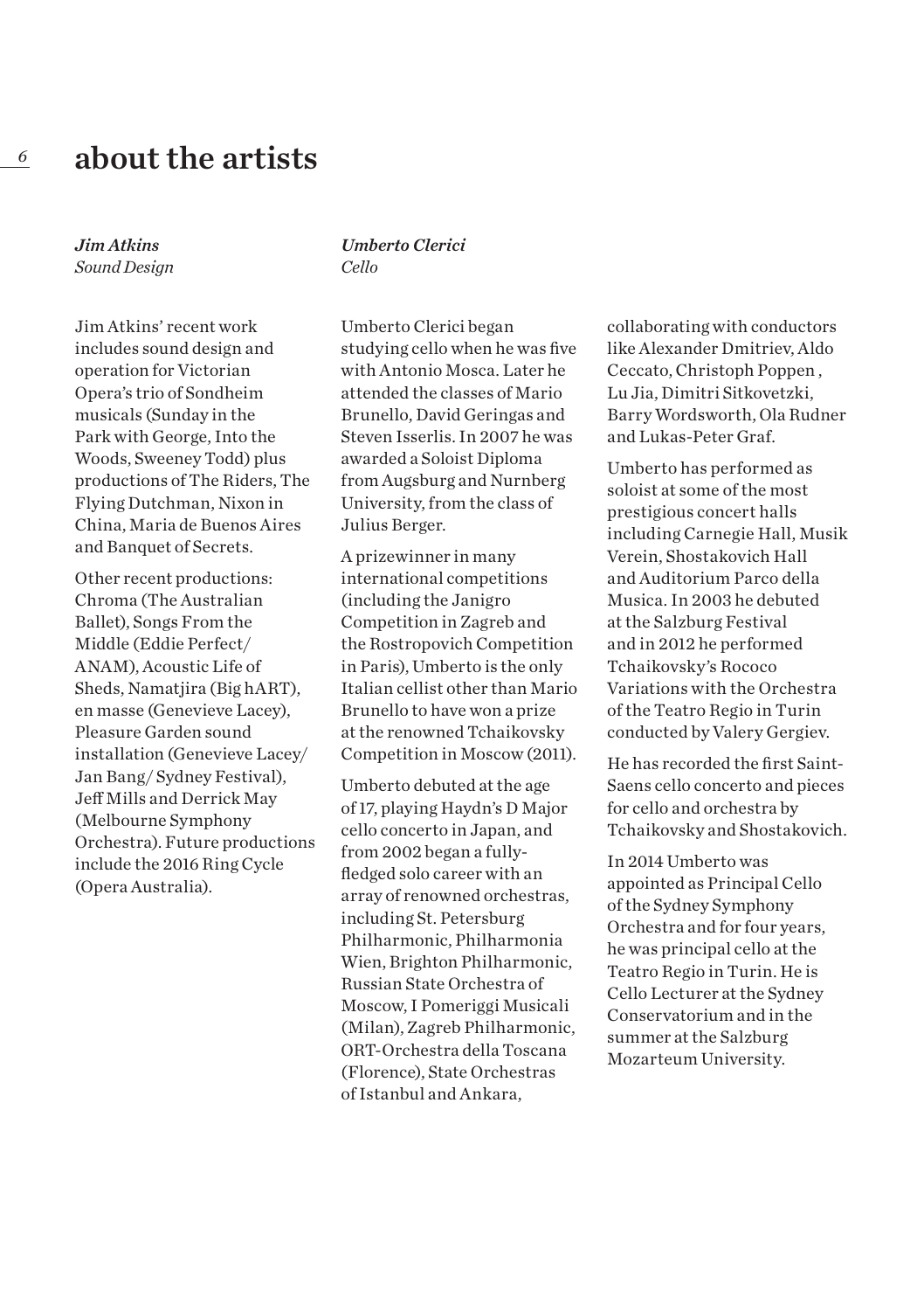# about the artists

## *Jim Atkins*
*Sound Design*

Jim Atkins' recent work includes sound design and operation for Victorian Opera's trio of Sondheim musicals (Sunday in the Park with George, Into the Woods, Sweeney Todd) plus productions of The Riders, The Flying Dutchman, Nixon in China, Maria de Buenos Aires and Banquet of Secrets.

Other recent productions: Chroma (The Australian Ballet), Songs From the Middle (Eddie Perfect/ ANAM), Acoustic Life of Sheds, Namatjira (Big hART), en masse (Genevieve Lacey), Pleasure Garden sound installation (Genevieve Lacey/ Jan Bang/ Sydney Festival), Jeff Mills and Derrick May (Melbourne Symphony Orchestra). Future productions include the 2016 Ring Cycle (Opera Australia).

## *Umberto Clerici*
*Cello*

Umberto Clerici began studying cello when he was five with Antonio Mosca. Later he attended the classes of Mario Brunello, David Geringas and Steven Isserlis. In 2007 he was awarded a Soloist Diploma from Augsburg and Nurnberg University, from the class of Julius Berger.

A prizewinner in many international competitions (including the Janigro Competition in Zagreb and the Rostropovich Competition in Paris), Umberto is the only Italian cellist other than Mario Brunello to have won a prize at the renowned Tchaikovsky Competition in Moscow (2011).

Umberto debuted at the age of 17, playing Haydn's D Major cello concerto in Japan, and from 2002 began a fully-fledged solo career with an array of renowned orchestras, including St. Petersburg Philharmonic, Philharmonia Wien, Brighton Philharmonic, Russian State Orchestra of Moscow, I Pomeriggi Musicali (Milan), Zagreb Philharmonic, ORT-Orchestra della Toscana (Florence), State Orchestras of Istanbul and Ankara, collaborating with conductors like Alexander Dmitriev, Aldo Ceccato, Christoph Poppen , Lu Jia, Dimitri Sitkovetzki, Barry Wordsworth, Ola Rudner and Lukas-Peter Graf.

Umberto has performed as soloist at some of the most prestigious concert halls including Carnegie Hall, Musik Verein, Shostakovich Hall and Auditorium Parco della Musica. In 2003 he debuted at the Salzburg Festival and in 2012 he performed Tchaikovsky's Rococo Variations with the Orchestra of the Teatro Regio in Turin conducted by Valery Gergiev.

He has recorded the first Saint-Saens cello concerto and pieces for cello and orchestra by Tchaikovsky and Shostakovich.

In 2014 Umberto was appointed as Principal Cello of the Sydney Symphony Orchestra and for four years, he was principal cello at the Teatro Regio in Turin. He is Cello Lecturer at the Sydney Conservatorium and in the summer at the Salzburg Mozarteum University.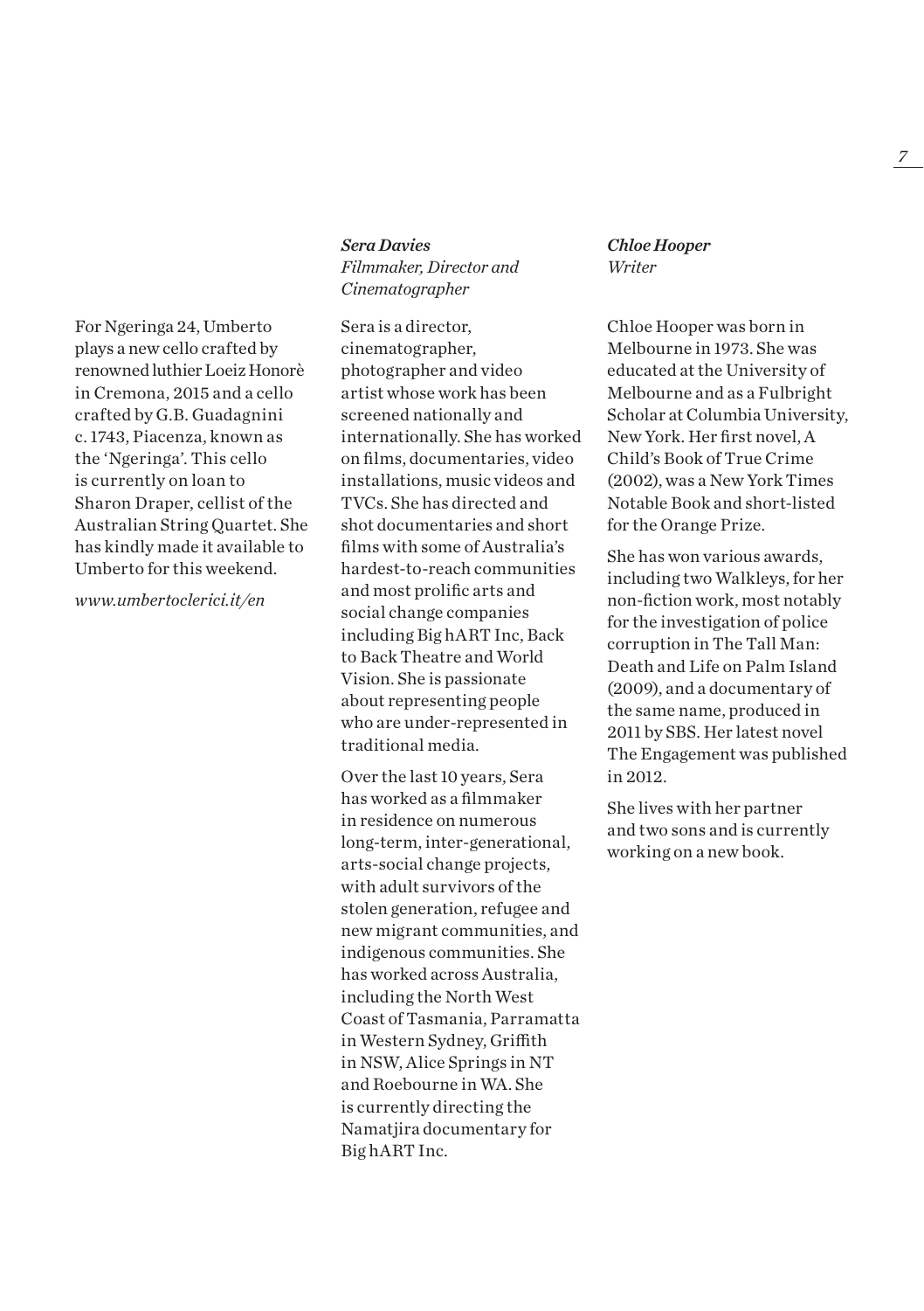For Ngeringa 24, Umberto plays a new cello crafted by renowned luthier Loeiz Honorè in Cremona, 2015 and a cello crafted by G.B. Guadagnini c. 1743, Piacenza, known as the 'Ngeringa'. This cello is currently on loan to Sharon Draper, cellist of the Australian String Quartet. She has kindly made it available to Umberto for this weekend.

*www.umbertoclerici.it/en*

***Sera Davies***
*Filmmaker, Director and Cinematographer*

Sera is a director, cinematographer, photographer and video artist whose work has been screened nationally and internationally. She has worked on films, documentaries, video installations, music videos and TVCs. She has directed and shot documentaries and short films with some of Australia's hardest-to-reach communities and most prolific arts and social change companies including Big hART Inc, Back to Back Theatre and World Vision. She is passionate about representing people who are under-represented in traditional media.

Over the last 10 years, Sera has worked as a filmmaker in residence on numerous long-term, inter-generational, arts-social change projects, with adult survivors of the stolen generation, refugee and new migrant communities, and indigenous communities. She has worked across Australia, including the North West Coast of Tasmania, Parramatta in Western Sydney, Griffith in NSW, Alice Springs in NT and Roebourne in WA. She is currently directing the Namatjira documentary for Big hART Inc.

***Chloe Hooper***
*Writer*

Chloe Hooper was born in Melbourne in 1973. She was educated at the University of Melbourne and as a Fulbright Scholar at Columbia University, New York. Her first novel, A Child's Book of True Crime (2002), was a New York Times Notable Book and short-listed for the Orange Prize.

She has won various awards, including two Walkleys, for her non-fiction work, most notably for the investigation of police corruption in The Tall Man: Death and Life on Palm Island (2009), and a documentary of the same name, produced in 2011 by SBS. Her latest novel The Engagement was published in 2012.

She lives with her partner and two sons and is currently working on a new book.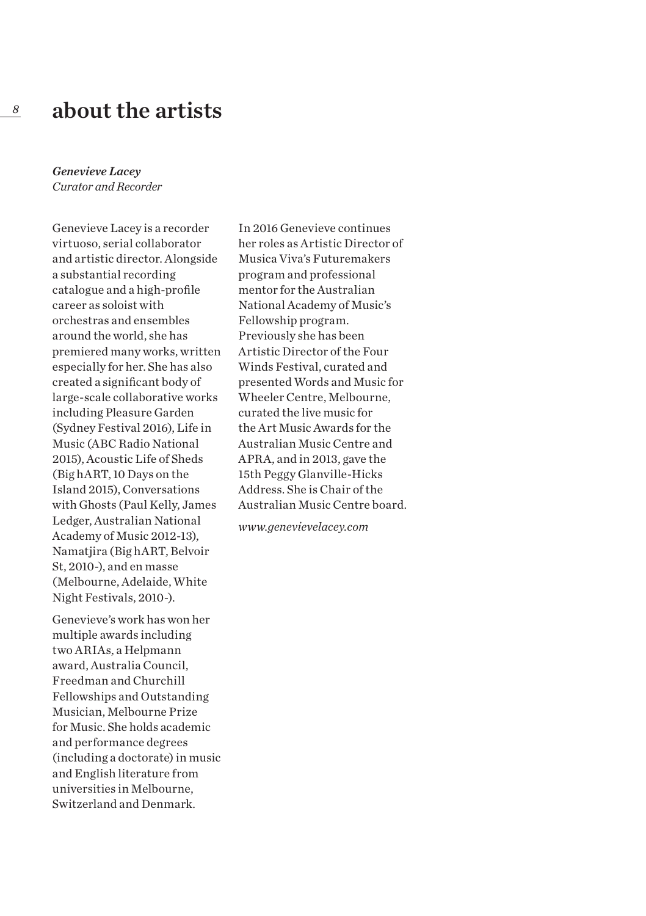# about the artists

***Genevieve Lacey***
*Curator and Recorder*

Genevieve Lacey is a recorder virtuoso, serial collaborator and artistic director. Alongside a substantial recording catalogue and a high-profile career as soloist with orchestras and ensembles around the world, she has premiered many works, written especially for her. She has also created a significant body of large-scale collaborative works including Pleasure Garden (Sydney Festival 2016), Life in Music (ABC Radio National 2015), Acoustic Life of Sheds (Big hART, 10 Days on the Island 2015), Conversations with Ghosts (Paul Kelly, James Ledger, Australian National Academy of Music 2012-13), Namatjira (Big hART, Belvoir St, 2010-), and en masse (Melbourne, Adelaide, White Night Festivals, 2010-).

Genevieve's work has won her multiple awards including two ARIAs, a Helpmann award, Australia Council, Freedman and Churchill Fellowships and Outstanding Musician, Melbourne Prize for Music. She holds academic and performance degrees (including a doctorate) in music and English literature from universities in Melbourne, Switzerland and Denmark.

In 2016 Genevieve continues her roles as Artistic Director of Musica Viva's Futuremakers program and professional mentor for the Australian National Academy of Music's Fellowship program. Previously she has been Artistic Director of the Four Winds Festival, curated and presented Words and Music for Wheeler Centre, Melbourne, curated the live music for the Art Music Awards for the Australian Music Centre and APRA, and in 2013, gave the 15th Peggy Glanville-Hicks Address. She is Chair of the Australian Music Centre board.

*www.genevievelacey.com*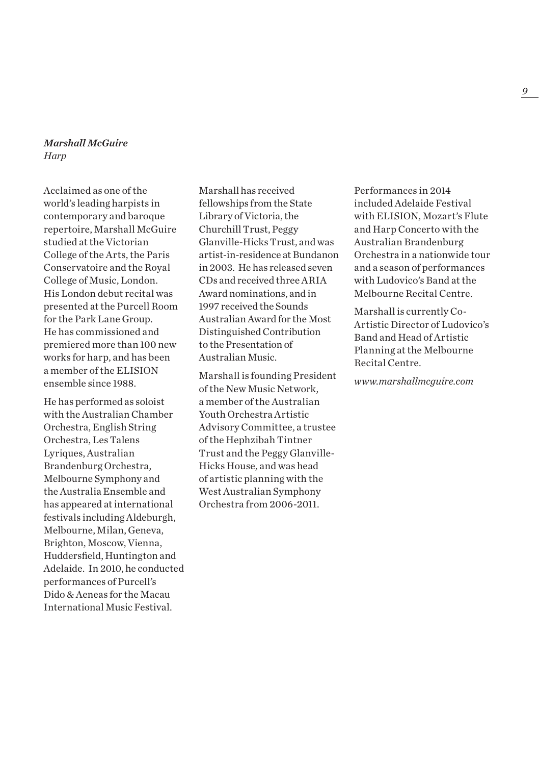***Marshall McGuire***
*Harp*

Acclaimed as one of the world's leading harpists in contemporary and baroque repertoire, Marshall McGuire studied at the Victorian College of the Arts, the Paris Conservatoire and the Royal College of Music, London. His London debut recital was presented at the Purcell Room for the Park Lane Group. He has commissioned and premiered more than 100 new works for harp, and has been a member of the ELISION ensemble since 1988.

He has performed as soloist with the Australian Chamber Orchestra, English String Orchestra, Les Talens Lyriques, Australian Brandenburg Orchestra, Melbourne Symphony and the Australia Ensemble and has appeared at international festivals including Aldeburgh, Melbourne, Milan, Geneva, Brighton, Moscow, Vienna, Huddersfield, Huntington and Adelaide. In 2010, he conducted performances of Purcell's Dido & Aeneas for the Macau International Music Festival.

Marshall has received fellowships from the State Library of Victoria, the Churchill Trust, Peggy Glanville-Hicks Trust, and was artist-in-residence at Bundanon in 2003. He has released seven CDs and received three ARIA Award nominations, and in 1997 received the Sounds Australian Award for the Most Distinguished Contribution to the Presentation of Australian Music.

Marshall is founding President of the New Music Network, a member of the Australian Youth Orchestra Artistic Advisory Committee, a trustee of the Hephzibah Tintner Trust and the Peggy Glanville-Hicks House, and was head of artistic planning with the West Australian Symphony Orchestra from 2006-2011.

Performances in 2014 included Adelaide Festival with ELISION, Mozart's Flute and Harp Concerto with the Australian Brandenburg Orchestra in a nationwide tour and a season of performances with Ludovico's Band at the Melbourne Recital Centre.

Marshall is currently Co-Artistic Director of Ludovico's Band and Head of Artistic Planning at the Melbourne Recital Centre.

*www.marshallmcguire.com*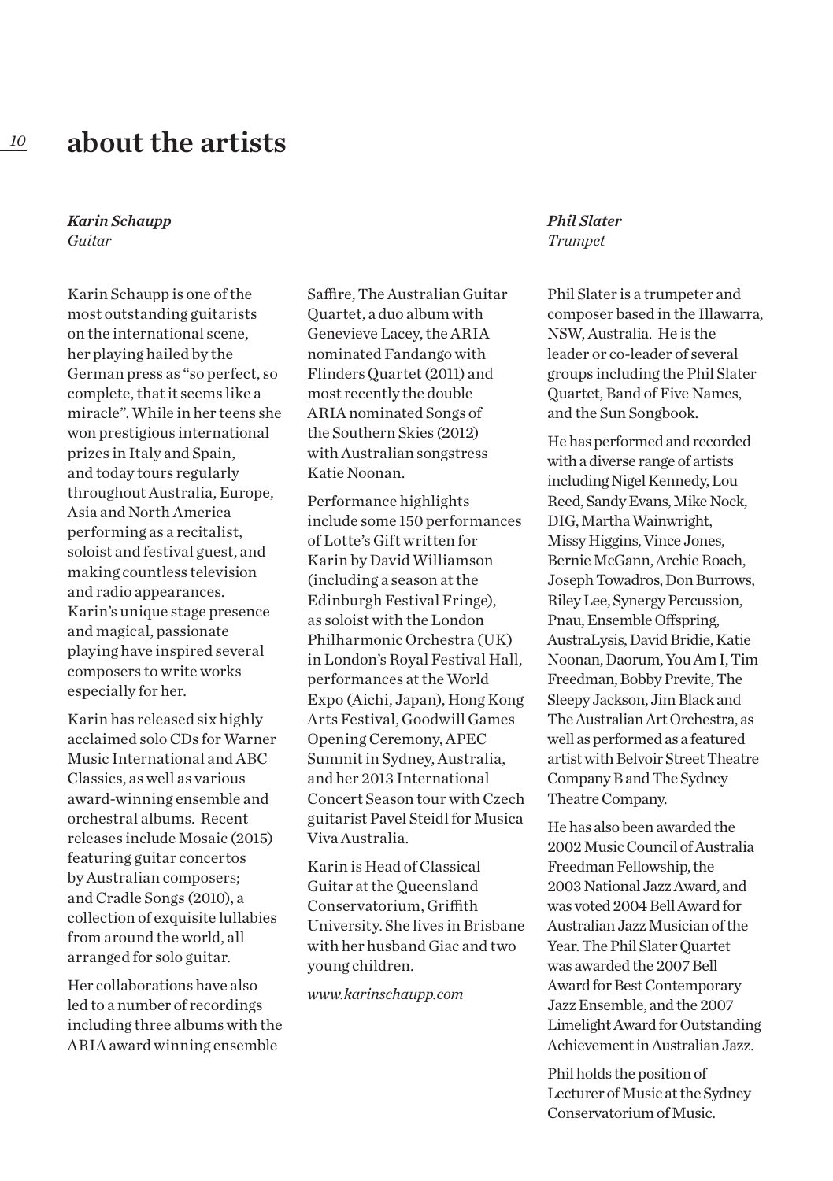# about the artists

*Karin Schaupp*
*Guitar*

Karin Schaupp is one of the most outstanding guitarists on the international scene, her playing hailed by the German press as "so perfect, so complete, that it seems like a miracle". While in her teens she won prestigious international prizes in Italy and Spain, and today tours regularly throughout Australia, Europe, Asia and North America performing as a recitalist, soloist and festival guest, and making countless television and radio appearances. Karin's unique stage presence and magical, passionate playing have inspired several composers to write works especially for her.

Karin has released six highly acclaimed solo CDs for Warner Music International and ABC Classics, as well as various award-winning ensemble and orchestral albums. Recent releases include Mosaic (2015) featuring guitar concertos by Australian composers; and Cradle Songs (2010), a collection of exquisite lullabies from around the world, all arranged for solo guitar.

Her collaborations have also led to a number of recordings including three albums with the ARIA award winning ensemble Saffire, The Australian Guitar Quartet, a duo album with Genevieve Lacey, the ARIA nominated Fandango with Flinders Quartet (2011) and most recently the double ARIA nominated Songs of the Southern Skies (2012) with Australian songstress Katie Noonan.

Performance highlights include some 150 performances of Lotte's Gift written for Karin by David Williamson (including a season at the Edinburgh Festival Fringe), as soloist with the London Philharmonic Orchestra (UK) in London's Royal Festival Hall, performances at the World Expo (Aichi, Japan), Hong Kong Arts Festival, Goodwill Games Opening Ceremony, APEC Summit in Sydney, Australia, and her 2013 International Concert Season tour with Czech guitarist Pavel Steidl for Musica Viva Australia.

Karin is Head of Classical Guitar at the Queensland Conservatorium, Griffith University. She lives in Brisbane with her husband Giac and two young children.

*www.karinschaupp.com*

*Phil Slater*
*Trumpet*

Phil Slater is a trumpeter and composer based in the Illawarra, NSW, Australia. He is the leader or co-leader of several groups including the Phil Slater Quartet, Band of Five Names, and the Sun Songbook.

He has performed and recorded with a diverse range of artists including Nigel Kennedy, Lou Reed, Sandy Evans, Mike Nock, DIG, Martha Wainwright, Missy Higgins, Vince Jones, Bernie McGann, Archie Roach, Joseph Towadros, Don Burrows, Riley Lee, Synergy Percussion, Pnau, Ensemble Offspring, AustraLysis, David Bridie, Katie Noonan, Daorum, You Am I, Tim Freedman, Bobby Previte, The Sleepy Jackson, Jim Black and The Australian Art Orchestra, as well as performed as a featured artist with Belvoir Street Theatre Company B and The Sydney Theatre Company.

He has also been awarded the 2002 Music Council of Australia Freedman Fellowship, the 2003 National Jazz Award, and was voted 2004 Bell Award for Australian Jazz Musician of the Year. The Phil Slater Quartet was awarded the 2007 Bell Award for Best Contemporary Jazz Ensemble, and the 2007 Limelight Award for Outstanding Achievement in Australian Jazz.

Phil holds the position of Lecturer of Music at the Sydney Conservatorium of Music.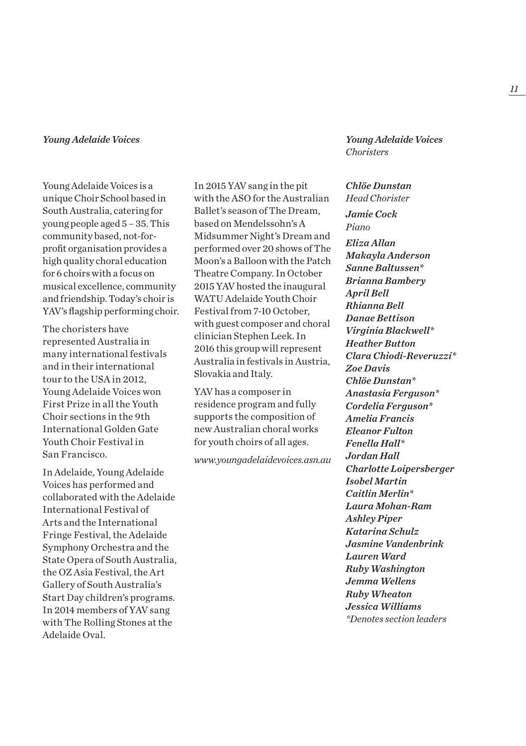## *Young Adelaide Voices*

Young Adelaide Voices is a unique Choir School based in South Australia, catering for young people aged 5 – 35. This community based, not-for-profit organisation provides a high quality choral education for 6 choirs with a focus on musical excellence, community and friendship. Today's choir is YAV's flagship performing choir.

The choristers have represented Australia in many international festivals and in their international tour to the USA in 2012, Young Adelaide Voices won First Prize in all the Youth Choir sections in the 9th International Golden Gate Youth Choir Festival in San Francisco.

In Adelaide, Young Adelaide Voices has performed and collaborated with the Adelaide International Festival of Arts and the International Fringe Festival, the Adelaide Symphony Orchestra and the State Opera of South Australia, the OZ Asia Festival, the Art Gallery of South Australia's Start Day children's programs. In 2014 members of YAV sang with The Rolling Stones at the Adelaide Oval.

In 2015 YAV sang in the pit with the ASO for the Australian Ballet's season of The Dream, based on Mendelssohn's A Midsummer Night's Dream and performed over 20 shows of The Moon's a Balloon with the Patch Theatre Company. In October 2015 YAV hosted the inaugural WATU Adelaide Youth Choir Festival from 7-10 October, with guest composer and choral clinician Stephen Leek. In 2016 this group will represent Australia in festivals in Austria, Slovakia and Italy.

YAV has a composer in residence program and fully supports the composition of new Australian choral works for youth choirs of all ages.

*www.youngadelaidevoices.asn.au*

## *Young Adelaide Voices Choristers*

***Chlöe Dunstan***
*Head Chorister*

***Jamie Cock***
*Piano*

***Eliza Allan***
***Makayla Anderson***
***Sanne Baltussen****
***Brianna Bambery***
***April Bell***
***Rhianna Bell***
***Danae Bettison***
***Virginia Blackwell****
***Heather Button***
***Clara Chiodi-Reveruzzi****
***Zoe Davis***
***Chlöe Dunstan****
***Anastasia Ferguson****
***Cordelia Ferguson****
***Amelia Francis***
***Eleanor Fulton***
***Fenella Hall****
***Jordan Hall***
***Charlotte Loipersberger***
***Isobel Martin***
***Caitlin Merlin****
***Laura Mohan-Ram***
***Ashley Piper***
***Katarina Schulz***
***Jasmine Vandenbrink***
***Lauren Ward***
***Ruby Washington***
***Jemma Wellens***
***Ruby Wheaton***
***Jessica Williams***

*\*Denotes section leaders*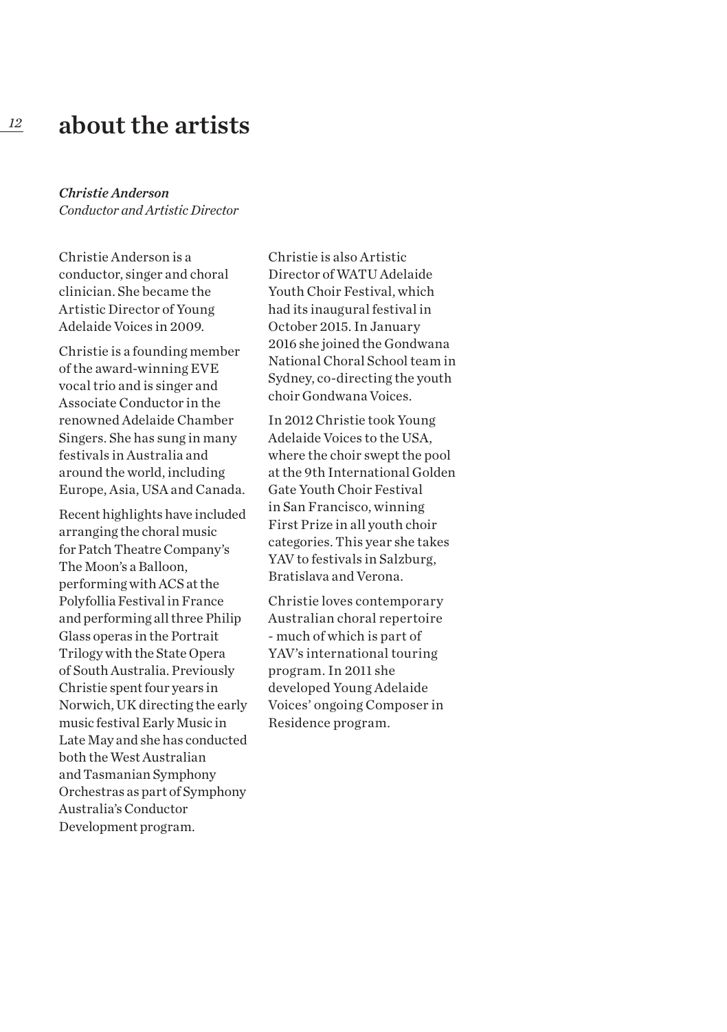# about the artists

***Christie Anderson***
*Conductor and Artistic Director*

Christie Anderson is a conductor, singer and choral clinician. She became the Artistic Director of Young Adelaide Voices in 2009.

Christie is a founding member of the award-winning EVE vocal trio and is singer and Associate Conductor in the renowned Adelaide Chamber Singers. She has sung in many festivals in Australia and around the world, including Europe, Asia, USA and Canada.

Recent highlights have included arranging the choral music for Patch Theatre Company's The Moon's a Balloon, performing with ACS at the Polyfollia Festival in France and performing all three Philip Glass operas in the Portrait Trilogy with the State Opera of South Australia. Previously Christie spent four years in Norwich, UK directing the early music festival Early Music in Late May and she has conducted both the West Australian and Tasmanian Symphony Orchestras as part of Symphony Australia's Conductor Development program.

Christie is also Artistic Director of WATU Adelaide Youth Choir Festival, which had its inaugural festival in October 2015. In January 2016 she joined the Gondwana National Choral School team in Sydney, co-directing the youth choir Gondwana Voices.

In 2012 Christie took Young Adelaide Voices to the USA, where the choir swept the pool at the 9th International Golden Gate Youth Choir Festival in San Francisco, winning First Prize in all youth choir categories. This year she takes YAV to festivals in Salzburg, Bratislava and Verona.

Christie loves contemporary Australian choral repertoire - much of which is part of YAV's international touring program. In 2011 she developed Young Adelaide Voices' ongoing Composer in Residence program.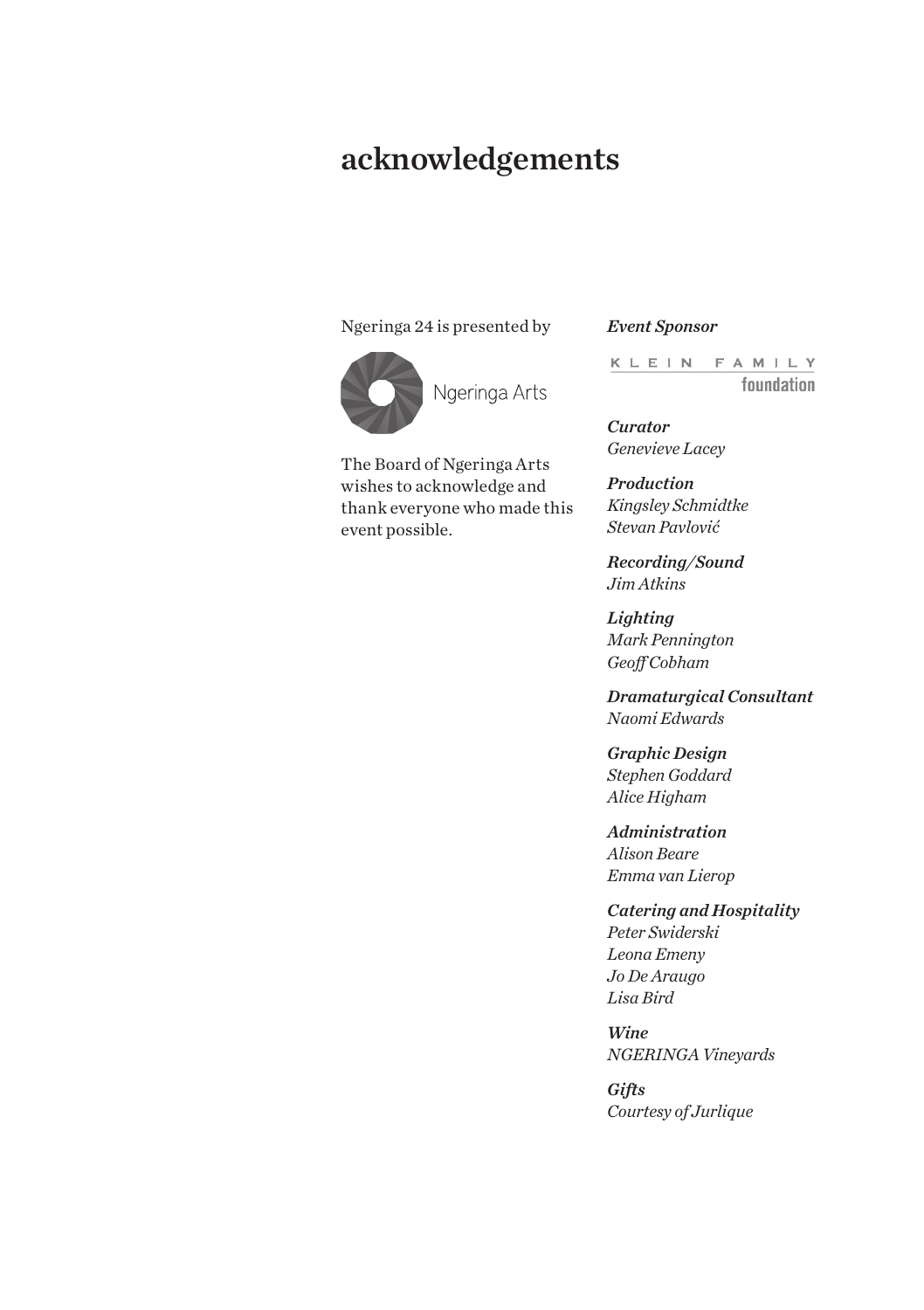# acknowledgements

Ngeringa 24 is presented by

Ngeringa Arts

The Board of Ngeringa Arts wishes to acknowledge and thank everyone who made this event possible.

***Event Sponsor***

KLEIN FAMILY foundation

***Curator***
*Genevieve Lacey*

***Production***
*Kingsley Schmidtke*
*Stevan Pavlović*

***Recording/Sound***
*Jim Atkins*

***Lighting***
*Mark Pennington*
*Geoff Cobham*

***Dramaturgical Consultant***
*Naomi Edwards*

***Graphic Design***
*Stephen Goddard*
*Alice Higham*

***Administration***
*Alison Beare*
*Emma van Lierop*

***Catering and Hospitality***
*Peter Swiderski*
*Leona Emeny*
*Jo De Araugo*
*Lisa Bird*

***Wine***
*NGERINGA Vineyards*

***Gifts***
*Courtesy of Jurlique*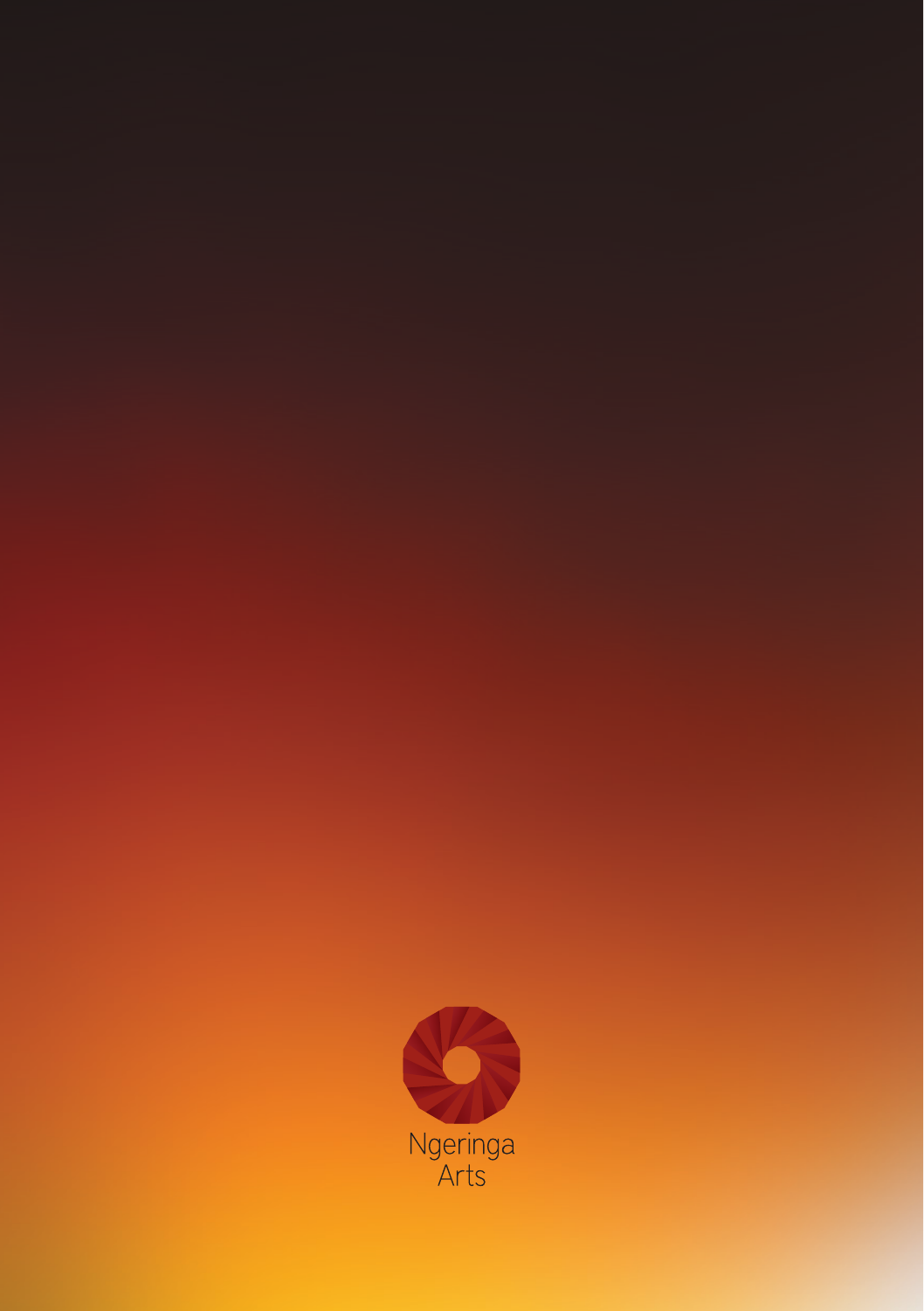Ngeringa
Arts